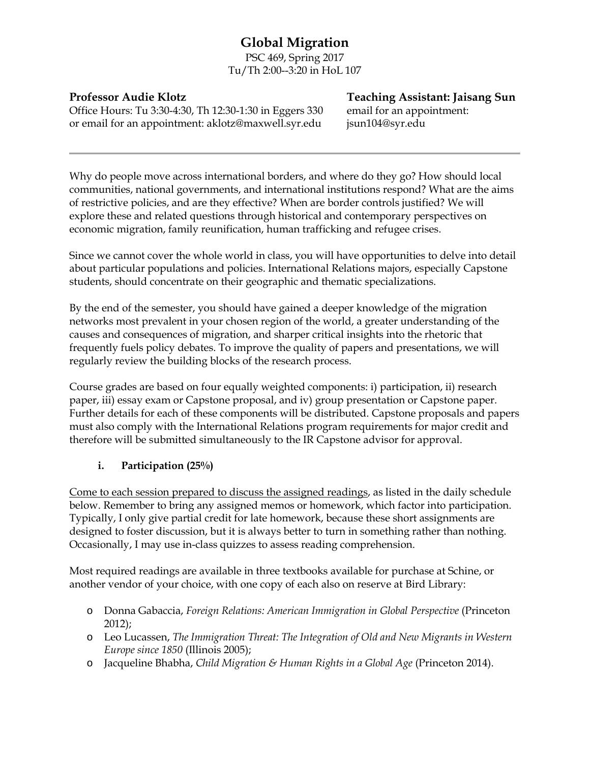# Global Migration

PSC 469, Spring 2017
Tu/Th 2:00--3:20 in HoL 107

**Professor Audie Klotz**
Office Hours: Tu 3:30-4:30, Th 12:30-1:30 in Eggers 330
or email for an appointment: aklotz@maxwell.syr.edu

**Teaching Assistant: Jaisang Sun**
email for an appointment:
jsun104@syr.edu

---

Why do people move across international borders, and where do they go? How should local communities, national governments, and international institutions respond? What are the aims of restrictive policies, and are they effective? When are border controls justified? We will explore these and related questions through historical and contemporary perspectives on economic migration, family reunification, human trafficking and refugee crises.

Since we cannot cover the whole world in class, you will have opportunities to delve into detail about particular populations and policies. International Relations majors, especially Capstone students, should concentrate on their geographic and thematic specializations.

By the end of the semester, you should have gained a deeper knowledge of the migration networks most prevalent in your chosen region of the world, a greater understanding of the causes and consequences of migration, and sharper critical insights into the rhetoric that frequently fuels policy debates. To improve the quality of papers and presentations, we will regularly review the building blocks of the research process.

Course grades are based on four equally weighted components: i) participation, ii) research paper, iii) essay exam or Capstone proposal, and iv) group presentation or Capstone paper. Further details for each of these components will be distributed. Capstone proposals and papers must also comply with the International Relations program requirements for major credit and therefore will be submitted simultaneously to the IR Capstone advisor for approval.

## i. Participation (25%)

<u>Come to each session prepared to discuss the assigned readings</u>, as listed in the daily schedule below. Remember to bring any assigned memos or homework, which factor into participation. Typically, I only give partial credit for late homework, because these short assignments are designed to foster discussion, but it is always better to turn in something rather than nothing. Occasionally, I may use in-class quizzes to assess reading comprehension.

Most required readings are available in three textbooks available for purchase at Schine, or another vendor of your choice, with one copy of each also on reserve at Bird Library:

- Donna Gabaccia, *Foreign Relations: American Immigration in Global Perspective* (Princeton 2012);
- Leo Lucassen, *The Immigration Threat: The Integration of Old and New Migrants in Western Europe since 1850* (Illinois 2005);
- Jacqueline Bhabha, *Child Migration & Human Rights in a Global Age* (Princeton 2014).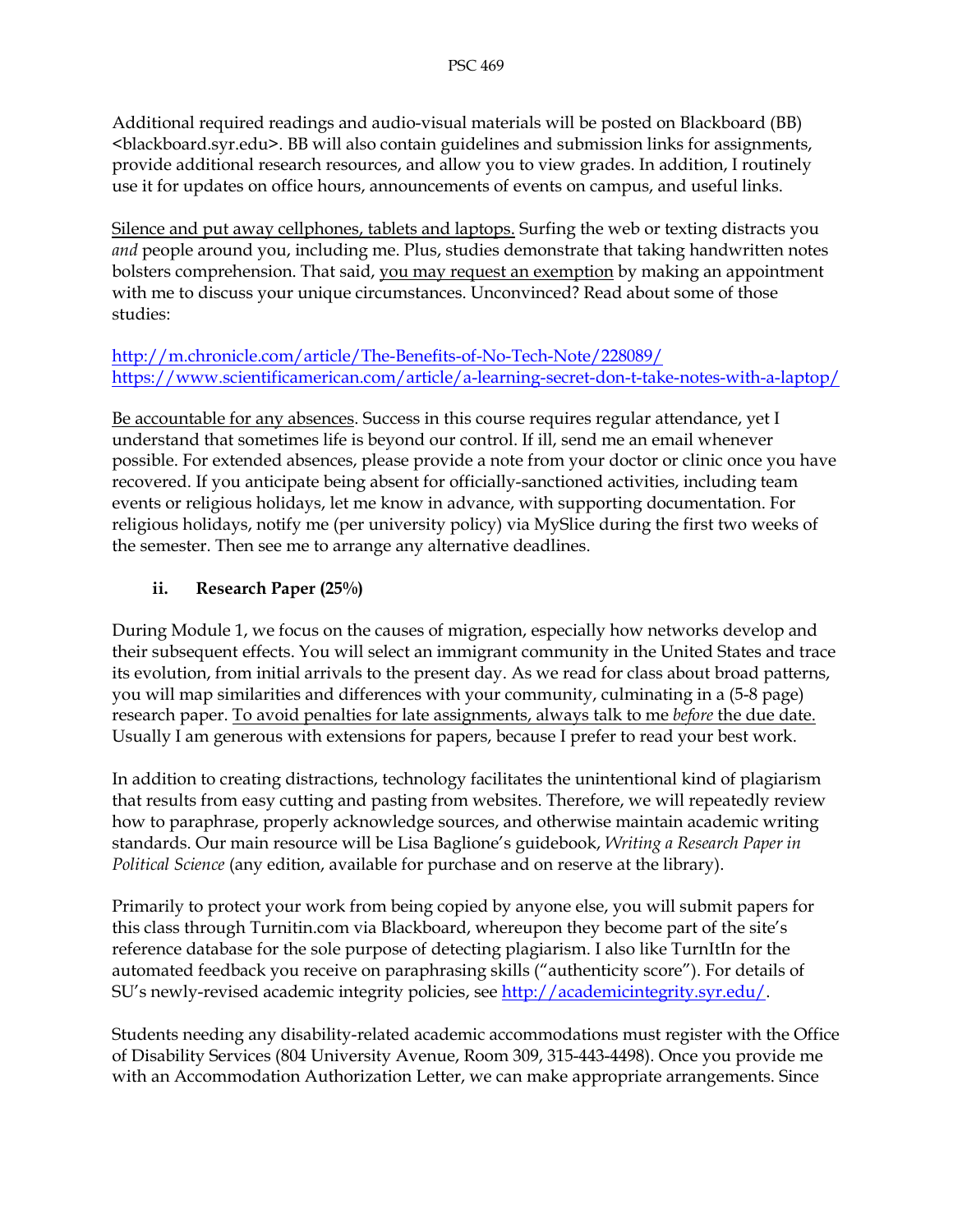Additional required readings and audio-visual materials will be posted on Blackboard (BB) <blackboard.syr.edu>. BB will also contain guidelines and submission links for assignments, provide additional research resources, and allow you to view grades. In addition, I routinely use it for updates on office hours, announcements of events on campus, and useful links.

<u>Silence and put away cellphones, tablets and laptops.</u> Surfing the web or texting distracts you *and* people around you, including me. Plus, studies demonstrate that taking handwritten notes bolsters comprehension. That said, <u>you may request an exemption</u> by making an appointment with me to discuss your unique circumstances. Unconvinced? Read about some of those studies:

http://m.chronicle.com/article/The-Benefits-of-No-Tech-Note/228089/
https://www.scientificamerican.com/article/a-learning-secret-don-t-take-notes-with-a-laptop/

<u>Be accountable for any absences</u>. Success in this course requires regular attendance, yet I understand that sometimes life is beyond our control. If ill, send me an email whenever possible. For extended absences, please provide a note from your doctor or clinic once you have recovered. If you anticipate being absent for officially-sanctioned activities, including team events or religious holidays, let me know in advance, with supporting documentation. For religious holidays, notify me (per university policy) via MySlice during the first two weeks of the semester. Then see me to arrange any alternative deadlines.

### ii. Research Paper (25%)

During Module 1, we focus on the causes of migration, especially how networks develop and their subsequent effects. You will select an immigrant community in the United States and trace its evolution, from initial arrivals to the present day. As we read for class about broad patterns, you will map similarities and differences with your community, culminating in a (5-8 page) research paper. <u>To avoid penalties for late assignments, always talk to me *before* the due date.</u> Usually I am generous with extensions for papers, because I prefer to read your best work.

In addition to creating distractions, technology facilitates the unintentional kind of plagiarism that results from easy cutting and pasting from websites. Therefore, we will repeatedly review how to paraphrase, properly acknowledge sources, and otherwise maintain academic writing standards. Our main resource will be Lisa Baglione's guidebook, *Writing a Research Paper in Political Science* (any edition, available for purchase and on reserve at the library).

Primarily to protect your work from being copied by anyone else, you will submit papers for this class through Turnitin.com via Blackboard, whereupon they become part of the site's reference database for the sole purpose of detecting plagiarism. I also like TurnItIn for the automated feedback you receive on paraphrasing skills ("authenticity score"). For details of SU's newly-revised academic integrity policies, see http://academicintegrity.syr.edu/.

Students needing any disability-related academic accommodations must register with the Office of Disability Services (804 University Avenue, Room 309, 315-443-4498). Once you provide me with an Accommodation Authorization Letter, we can make appropriate arrangements. Since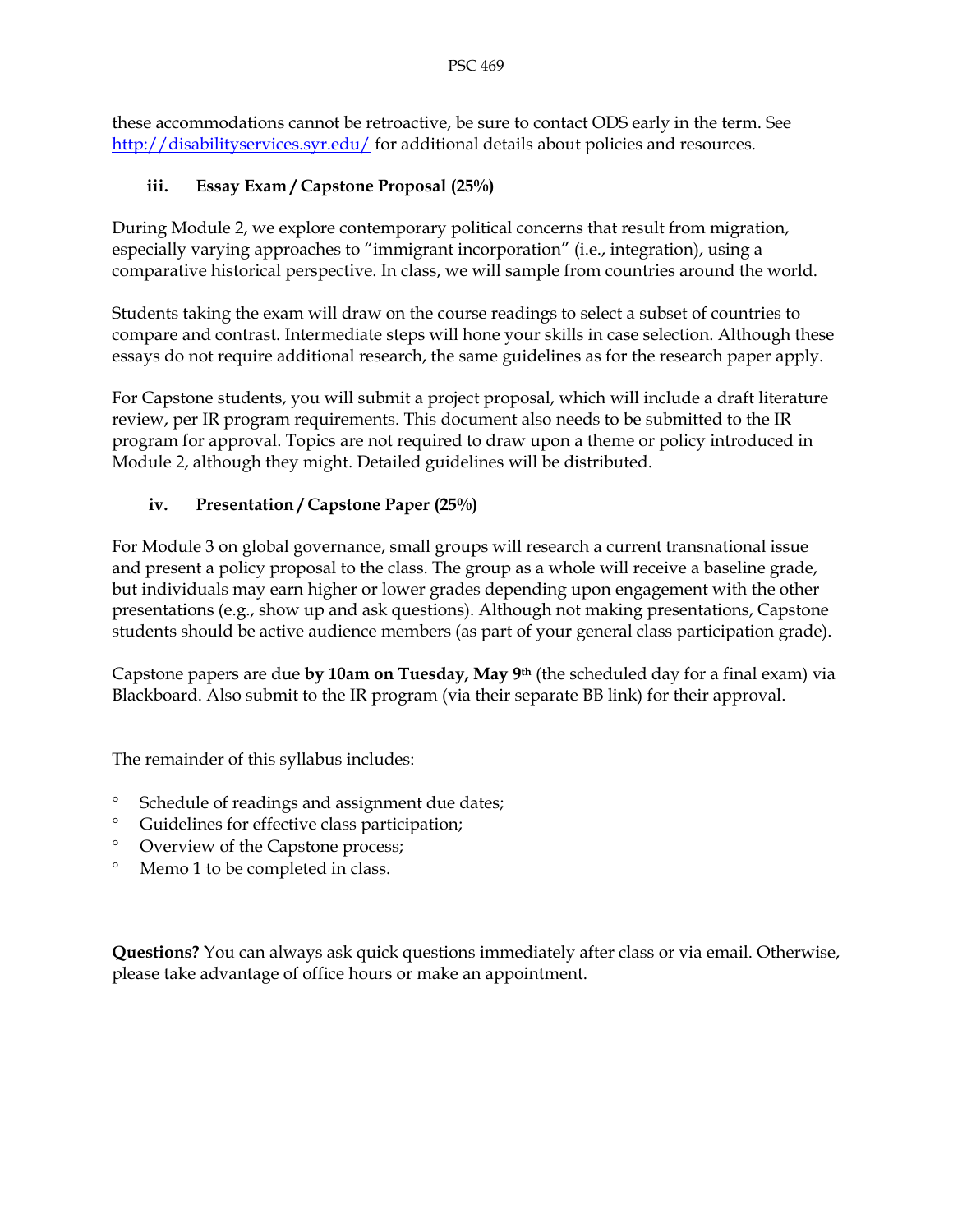these accommodations cannot be retroactive, be sure to contact ODS early in the term. See http://disabilityservices.syr.edu/ for additional details about policies and resources.

### iii. Essay Exam / Capstone Proposal (25%)

During Module 2, we explore contemporary political concerns that result from migration, especially varying approaches to "immigrant incorporation" (i.e., integration), using a comparative historical perspective. In class, we will sample from countries around the world.

Students taking the exam will draw on the course readings to select a subset of countries to compare and contrast. Intermediate steps will hone your skills in case selection. Although these essays do not require additional research, the same guidelines as for the research paper apply.

For Capstone students, you will submit a project proposal, which will include a draft literature review, per IR program requirements. This document also needs to be submitted to the IR program for approval. Topics are not required to draw upon a theme or policy introduced in Module 2, although they might. Detailed guidelines will be distributed.

### iv. Presentation / Capstone Paper (25%)

For Module 3 on global governance, small groups will research a current transnational issue and present a policy proposal to the class. The group as a whole will receive a baseline grade, but individuals may earn higher or lower grades depending upon engagement with the other presentations (e.g., show up and ask questions). Although not making presentations, Capstone students should be active audience members (as part of your general class participation grade).

Capstone papers are due **by 10am on Tuesday, May 9th** (the scheduled day for a final exam) via Blackboard. Also submit to the IR program (via their separate BB link) for their approval.

The remainder of this syllabus includes:

- Schedule of readings and assignment due dates;
- Guidelines for effective class participation;
- Overview of the Capstone process;
- Memo 1 to be completed in class.

**Questions?** You can always ask quick questions immediately after class or via email. Otherwise, please take advantage of office hours or make an appointment.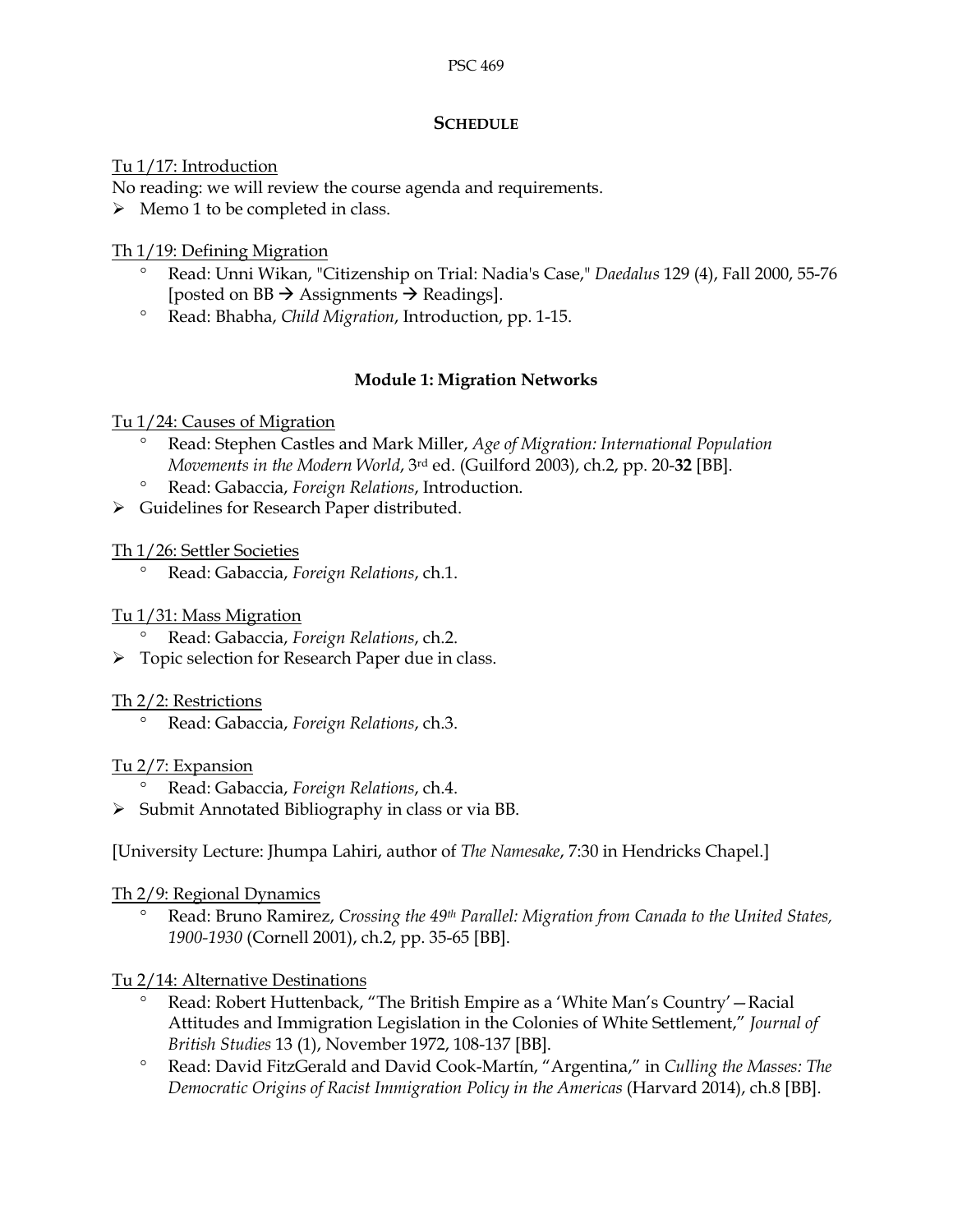## SCHEDULE

Tu 1/17: Introduction

No reading: we will review the course agenda and requirements.

- Memo 1 to be completed in class.

Th 1/19: Defining Migration

- Read: Unni Wikan, "Citizenship on Trial: Nadia's Case," *Daedalus* 129 (4), Fall 2000, 55-76 [posted on BB → Assignments → Readings].
- Read: Bhabha, *Child Migration*, Introduction, pp. 1-15.

### Module 1: Migration Networks

Tu 1/24: Causes of Migration

- Read: Stephen Castles and Mark Miller, *Age of Migration: International Population Movements in the Modern World*, 3rd ed. (Guilford 2003), ch.2, pp. 20-**32** [BB].
- Read: Gabaccia, *Foreign Relations*, Introduction.
- Guidelines for Research Paper distributed.

Th 1/26: Settler Societies

- Read: Gabaccia, *Foreign Relations*, ch.1.

Tu 1/31: Mass Migration

- Read: Gabaccia, *Foreign Relations*, ch.2.
- Topic selection for Research Paper due in class.

Th 2/2: Restrictions

- Read: Gabaccia, *Foreign Relations*, ch.3.

Tu 2/7: Expansion

- Read: Gabaccia, *Foreign Relations*, ch.4.
- Submit Annotated Bibliography in class or via BB.

[University Lecture: Jhumpa Lahiri, author of *The Namesake*, 7:30 in Hendricks Chapel.]

Th 2/9: Regional Dynamics

- Read: Bruno Ramirez, *Crossing the 49th Parallel: Migration from Canada to the United States, 1900-1930* (Cornell 2001), ch.2, pp. 35-65 [BB].

Tu 2/14: Alternative Destinations

- Read: Robert Huttenback, "The British Empire as a 'White Man's Country'—Racial Attitudes and Immigration Legislation in the Colonies of White Settlement," *Journal of British Studies* 13 (1), November 1972, 108-137 [BB].
- Read: David FitzGerald and David Cook-Martín, "Argentina," in *Culling the Masses: The Democratic Origins of Racist Immigration Policy in the Americas* (Harvard 2014), ch.8 [BB].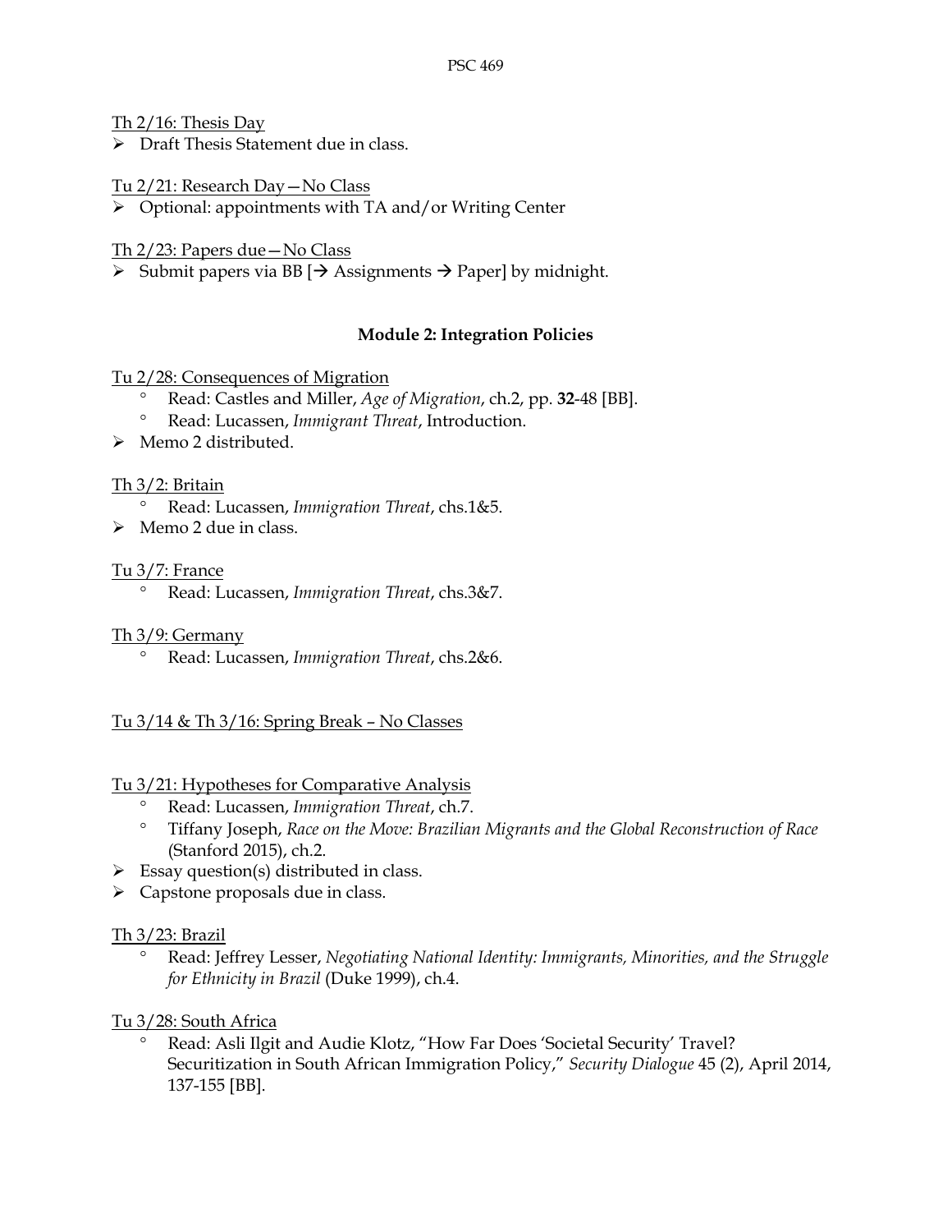Th 2/16: Thesis Day

- Draft Thesis Statement due in class.

Tu 2/21: Research Day—No Class

- Optional: appointments with TA and/or Writing Center

Th 2/23: Papers due—No Class

- Submit papers via BB [→ Assignments → Paper] by midnight.

**Module 2: Integration Policies**

Tu 2/28: Consequences of Migration

- Read: Castles and Miller, *Age of Migration*, ch.2, pp. **32**-48 [BB].
- Read: Lucassen, *Immigrant Threat*, Introduction.

- Memo 2 distributed.

Th 3/2: Britain

- Read: Lucassen, *Immigration Threat*, chs.1&5.

- Memo 2 due in class.

Tu 3/7: France

- Read: Lucassen, *Immigration Threat*, chs.3&7.

Th 3/9: Germany

- Read: Lucassen, *Immigration Threat*, chs.2&6.

Tu 3/14 & Th 3/16: Spring Break – No Classes

Tu 3/21: Hypotheses for Comparative Analysis

- Read: Lucassen, *Immigration Threat*, ch.7.
- Tiffany Joseph, *Race on the Move: Brazilian Migrants and the Global Reconstruction of Race* (Stanford 2015), ch.2.

- Essay question(s) distributed in class.
- Capstone proposals due in class.

Th 3/23: Brazil

- Read: Jeffrey Lesser, *Negotiating National Identity: Immigrants, Minorities, and the Struggle for Ethnicity in Brazil* (Duke 1999), ch.4.

Tu 3/28: South Africa

- Read: Asli Ilgit and Audie Klotz, "How Far Does 'Societal Security' Travel? Securitization in South African Immigration Policy," *Security Dialogue* 45 (2), April 2014, 137-155 [BB].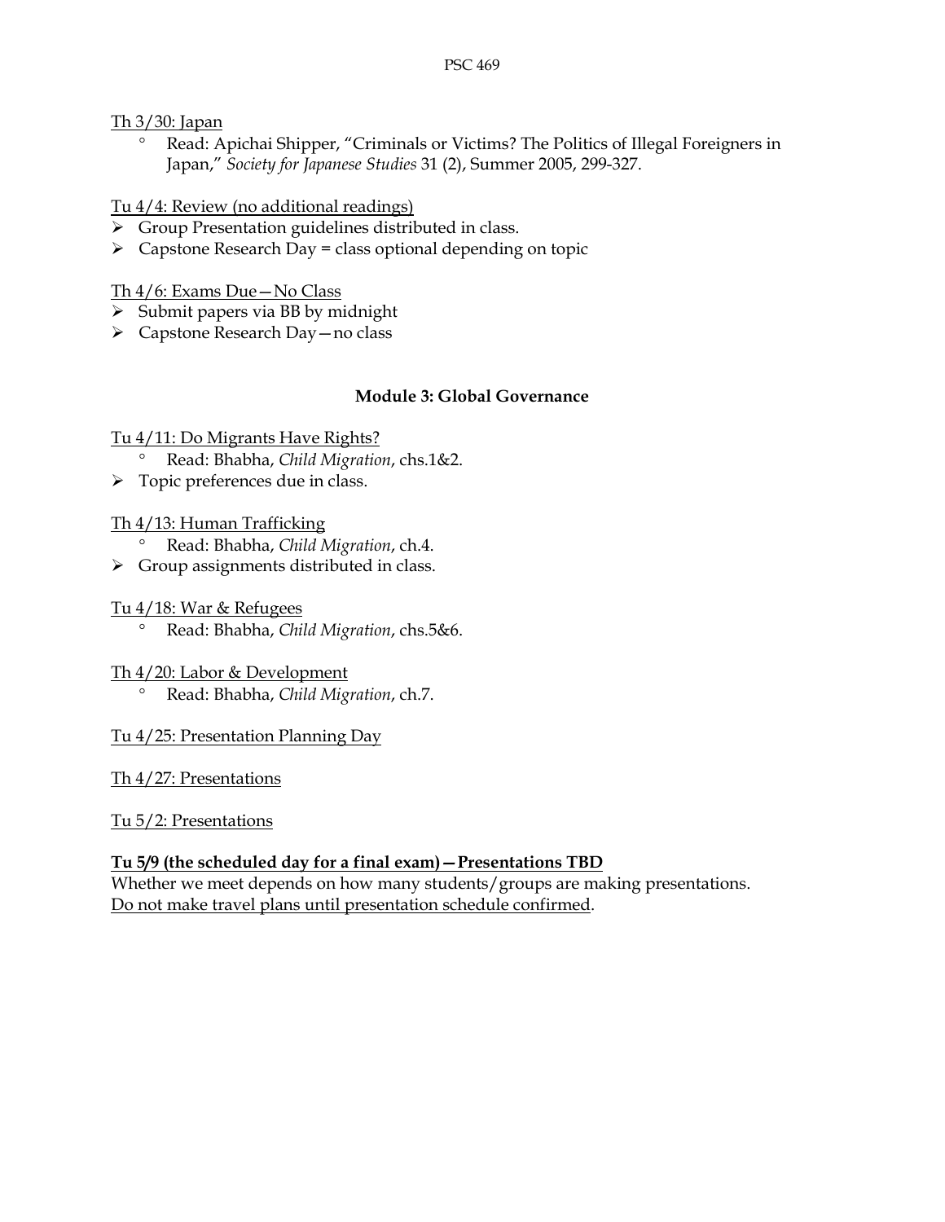<u>Th 3/30: Japan</u>

- Read: Apichai Shipper, "Criminals or Victims? The Politics of Illegal Foreigners in Japan," *Society for Japanese Studies* 31 (2), Summer 2005, 299-327.

<u>Tu 4/4: Review (no additional readings)</u>

- Group Presentation guidelines distributed in class.
- Capstone Research Day = class optional depending on topic

<u>Th 4/6: Exams Due—No Class</u>

- Submit papers via BB by midnight
- Capstone Research Day—no class

### Module 3: Global Governance

<u>Tu 4/11: Do Migrants Have Rights?</u>

- Read: Bhabha, *Child Migration*, chs.1&2.
- Topic preferences due in class.

<u>Th 4/13: Human Trafficking</u>

- Read: Bhabha, *Child Migration*, ch.4.
- Group assignments distributed in class.

<u>Tu 4/18: War & Refugees</u>

- Read: Bhabha, *Child Migration*, chs.5&6.

<u>Th 4/20: Labor & Development</u>

- Read: Bhabha, *Child Migration*, ch.7.

<u>Tu 4/25: Presentation Planning Day</u>

<u>Th 4/27: Presentations</u>

<u>Tu 5/2: Presentations</u>

<u>**Tu 5/9 (the scheduled day for a final exam)—Presentations TBD**</u>

Whether we meet depends on how many students/groups are making presentations. <u>Do not make travel plans until presentation schedule confirmed</u>.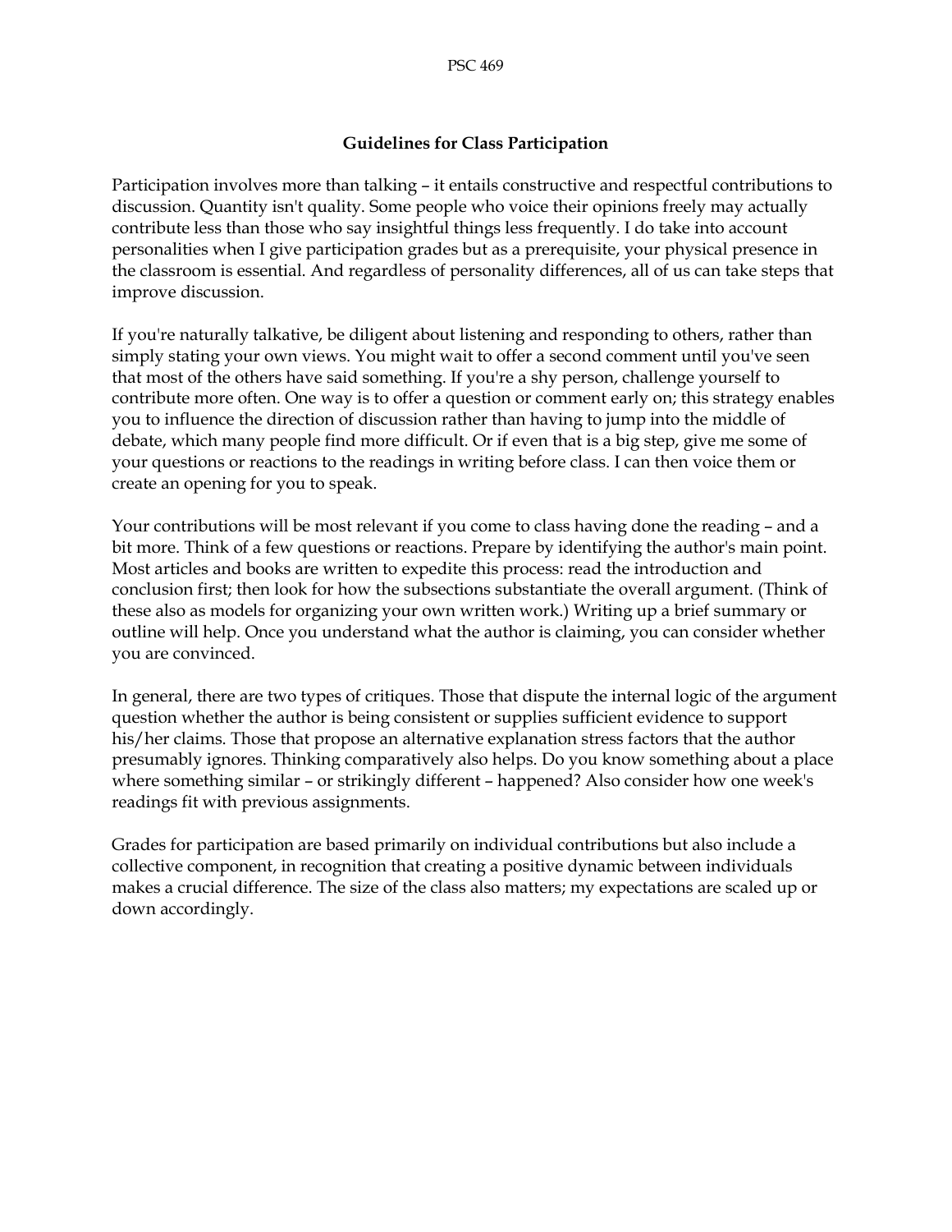## Guidelines for Class Participation

Participation involves more than talking – it entails constructive and respectful contributions to discussion. Quantity isn't quality. Some people who voice their opinions freely may actually contribute less than those who say insightful things less frequently. I do take into account personalities when I give participation grades but as a prerequisite, your physical presence in the classroom is essential. And regardless of personality differences, all of us can take steps that improve discussion.

If you're naturally talkative, be diligent about listening and responding to others, rather than simply stating your own views. You might wait to offer a second comment until you've seen that most of the others have said something. If you're a shy person, challenge yourself to contribute more often. One way is to offer a question or comment early on; this strategy enables you to influence the direction of discussion rather than having to jump into the middle of debate, which many people find more difficult. Or if even that is a big step, give me some of your questions or reactions to the readings in writing before class. I can then voice them or create an opening for you to speak.

Your contributions will be most relevant if you come to class having done the reading – and a bit more. Think of a few questions or reactions. Prepare by identifying the author's main point. Most articles and books are written to expedite this process: read the introduction and conclusion first; then look for how the subsections substantiate the overall argument. (Think of these also as models for organizing your own written work.) Writing up a brief summary or outline will help. Once you understand what the author is claiming, you can consider whether you are convinced.

In general, there are two types of critiques. Those that dispute the internal logic of the argument question whether the author is being consistent or supplies sufficient evidence to support his/her claims. Those that propose an alternative explanation stress factors that the author presumably ignores. Thinking comparatively also helps. Do you know something about a place where something similar – or strikingly different – happened? Also consider how one week's readings fit with previous assignments.

Grades for participation are based primarily on individual contributions but also include a collective component, in recognition that creating a positive dynamic between individuals makes a crucial difference. The size of the class also matters; my expectations are scaled up or down accordingly.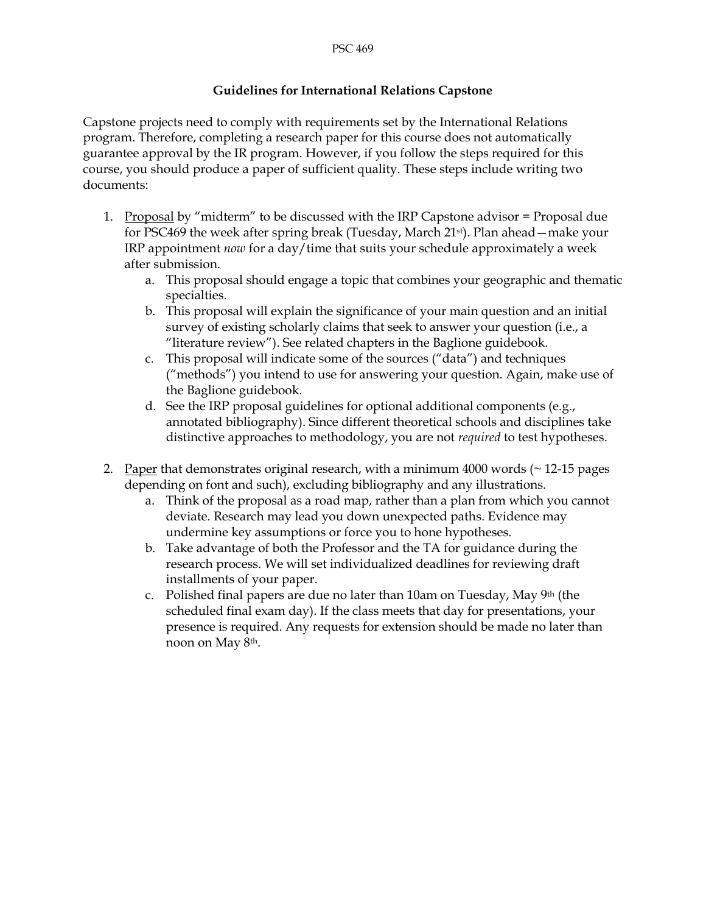## Guidelines for International Relations Capstone

Capstone projects need to comply with requirements set by the International Relations program. Therefore, completing a research paper for this course does not automatically guarantee approval by the IR program. However, if you follow the steps required for this course, you should produce a paper of sufficient quality. These steps include writing two documents:

1. Proposal by "midterm" to be discussed with the IRP Capstone advisor = Proposal due for PSC469 the week after spring break (Tuesday, March 21st). Plan ahead—make your IRP appointment *now* for a day/time that suits your schedule approximately a week after submission.
   a. This proposal should engage a topic that combines your geographic and thematic specialties.
   b. This proposal will explain the significance of your main question and an initial survey of existing scholarly claims that seek to answer your question (i.e., a "literature review"). See related chapters in the Baglione guidebook.
   c. This proposal will indicate some of the sources ("data") and techniques ("methods") you intend to use for answering your question. Again, make use of the Baglione guidebook.
   d. See the IRP proposal guidelines for optional additional components (e.g., annotated bibliography). Since different theoretical schools and disciplines take distinctive approaches to methodology, you are not *required* to test hypotheses.

2. Paper that demonstrates original research, with a minimum 4000 words (~ 12-15 pages depending on font and such), excluding bibliography and any illustrations.
   a. Think of the proposal as a road map, rather than a plan from which you cannot deviate. Research may lead you down unexpected paths. Evidence may undermine key assumptions or force you to hone hypotheses.
   b. Take advantage of both the Professor and the TA for guidance during the research process. We will set individualized deadlines for reviewing draft installments of your paper.
   c. Polished final papers are due no later than 10am on Tuesday, May 9th (the scheduled final exam day). If the class meets that day for presentations, your presence is required. Any requests for extension should be made no later than noon on May 8th.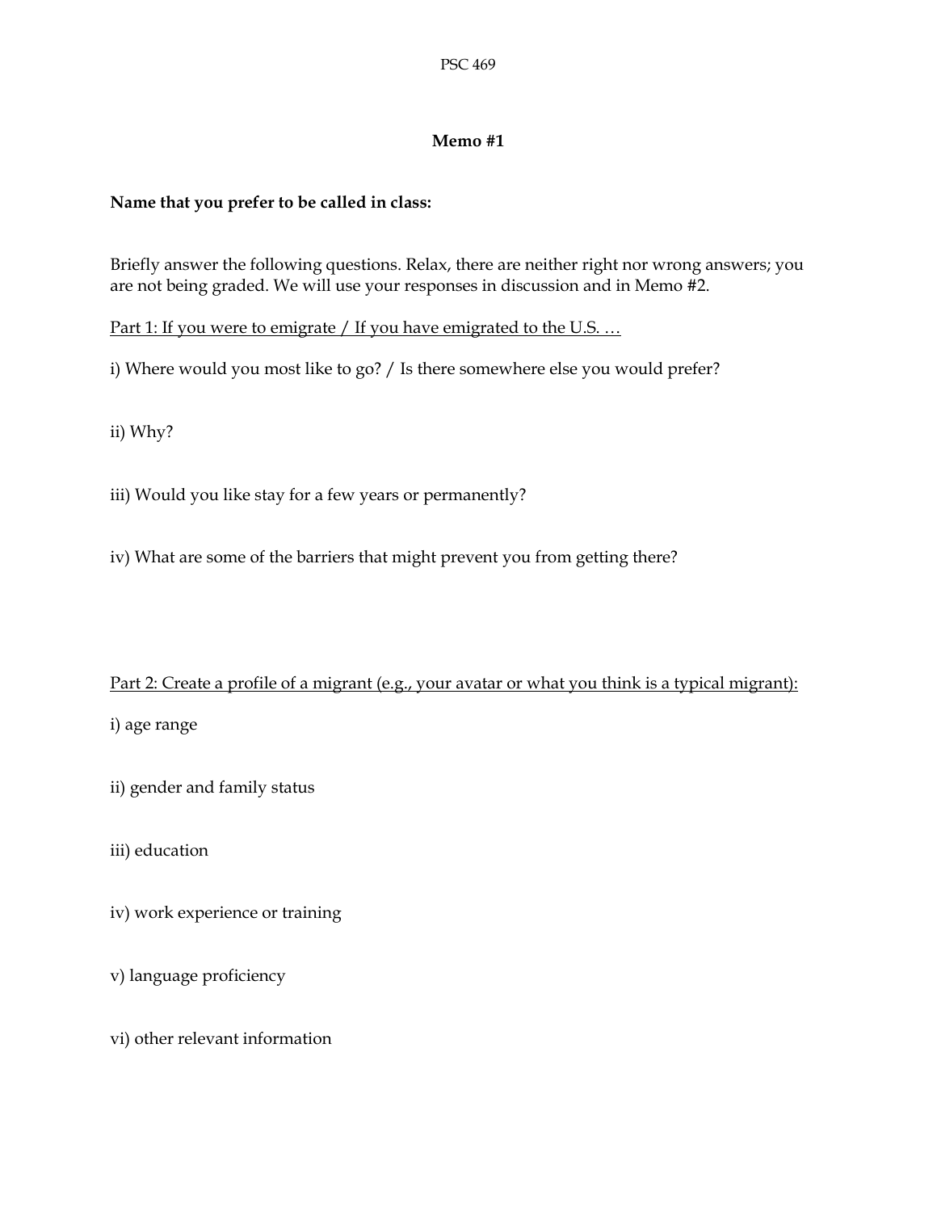PSC 469

**Memo #1**

**Name that you prefer to be called in class:**

Briefly answer the following questions. Relax, there are neither right nor wrong answers; you are not being graded. We will use your responses in discussion and in Memo #2.

<u>Part 1: If you were to emigrate / If you have emigrated to the U.S. …</u>

i) Where would you most like to go? / Is there somewhere else you would prefer?

ii) Why?

iii) Would you like stay for a few years or permanently?

iv) What are some of the barriers that might prevent you from getting there?

<u>Part 2: Create a profile of a migrant (e.g., your avatar or what you think is a typical migrant):</u>

i) age range

ii) gender and family status

iii) education

iv) work experience or training

v) language proficiency

vi) other relevant information